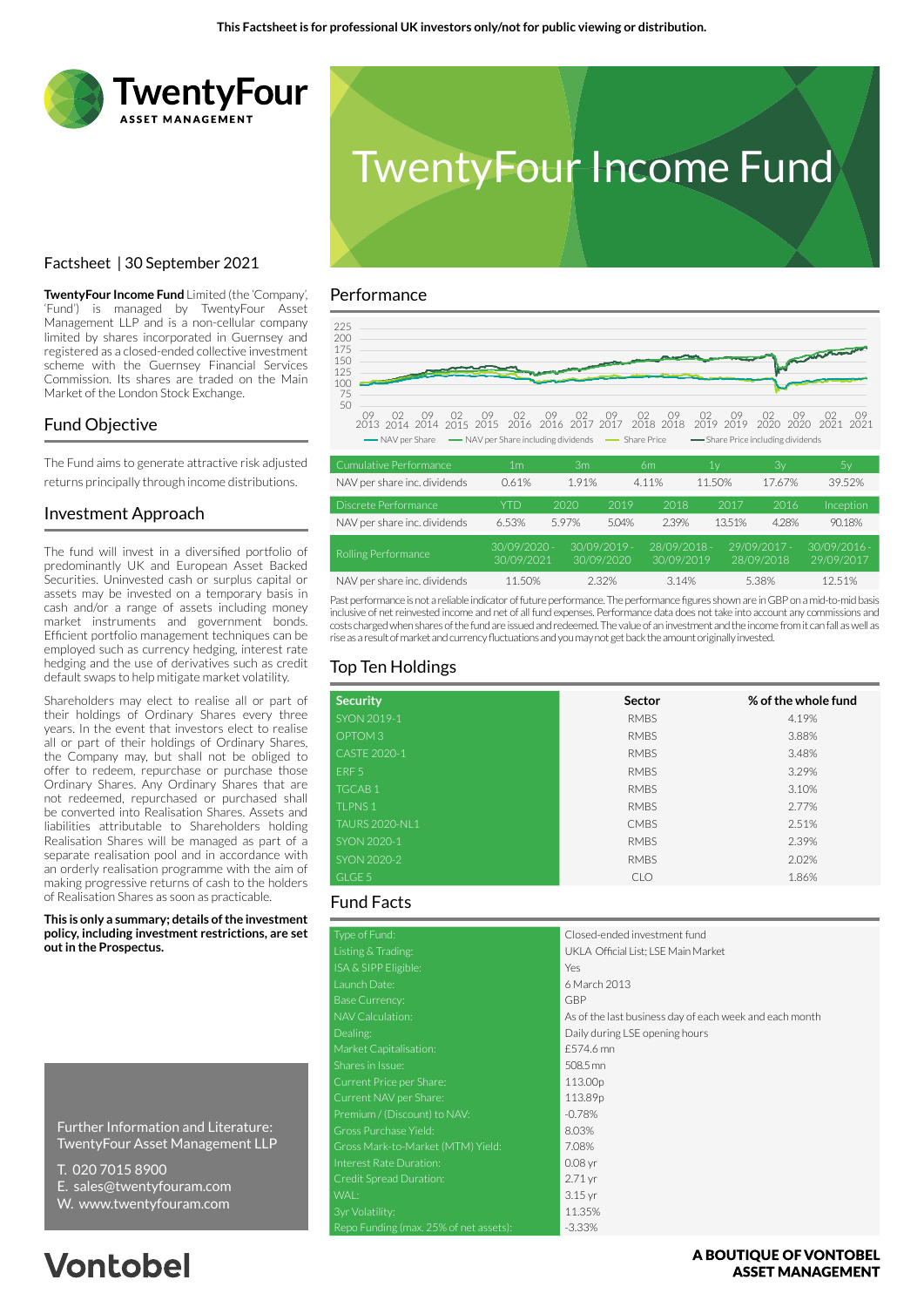This Factsheet is for professional UK investors only/not for public viewing or distribution.

TwentyFour
ASSET MANAGEMENT

# TwentyFour Income Fund

Factsheet | 30 September 2021

**TwentyFour Income Fund** Limited (the 'Company', 'Fund') is managed by TwentyFour Asset Management LLP and is a non-cellular company limited by shares incorporated in Guernsey and registered as a closed-ended collective investment scheme with the Guernsey Financial Services Commission. Its shares are traded on the Main Market of the London Stock Exchange.

## Fund Objective

The Fund aims to generate attractive risk adjusted returns principally through income distributions.

## Investment Approach

The fund will invest in a diversified portfolio of predominantly UK and European Asset Backed Securities. Uninvested cash or surplus capital or assets may be invested on a temporary basis in cash and/or a range of assets including money market instruments and government bonds. Efficient portfolio management techniques can be employed such as currency hedging, interest rate hedging and the use of derivatives such as credit default swaps to help mitigate market volatility.

Shareholders may elect to realise all or part of their holdings of Ordinary Shares every three years. In the event that investors elect to realise all or part of their holdings of Ordinary Shares, the Company may, but shall not be obliged to offer to redeem, repurchase or purchase those Ordinary Shares. Any Ordinary Shares that are not redeemed, repurchased or purchased shall be converted into Realisation Shares. Assets and liabilities attributable to Shareholders holding Realisation Shares will be managed as part of a separate realisation pool and in accordance with an orderly realisation programme with the aim of making progressive returns of cash to the holders of Realisation Shares as soon as practicable.

**This is only a summary; details of the investment policy, including investment restrictions, are set out in the Prospectus.**

Further Information and Literature:
TwentyFour Asset Management LLP

T. 020 7015 8900
E. sales@twentyfouram.com
W. www.twentyfouram.com

## Performance

| Cumulative Performance | 1m | 3m | 6m | 1y | 3y | 5y |
|---|---|---|---|---|---|---|
| NAV per share inc. dividends | 0.61% | 1.91% | 4.11% | 11.50% | 17.67% | 39.52% |

| Discrete Performance | YTD | 2020 | 2019 | 2018 | 2017 | 2016 | Inception |
|---|---|---|---|---|---|---|---|
| NAV per share inc. dividends | 6.53% | 5.97% | 5.04% | 2.39% | 13.51% | 4.28% | 90.18% |

| Rolling Performance | 30/09/2020 - 30/09/2021 | 30/09/2019 - 30/09/2020 | 28/09/2018 - 30/09/2019 | 29/09/2017 - 28/09/2018 | 30/09/2016 - 29/09/2017 |
|---|---|---|---|---|---|
| NAV per share inc. dividends | 11.50% | 2.32% | 3.14% | 5.38% | 12.51% |

Past performance is not a reliable indicator of future performance. The performance figures shown are in GBP on a mid-to-mid basis inclusive of net reinvested income and net of all fund expenses. Performance data does not take into account any commissions and costs charged when shares of the fund are issued and redeemed. The value of an investment and the income from it can fall as well as rise as a result of market and currency fluctuations and you may not get back the amount originally invested.

## Top Ten Holdings

| Security | Sector | % of the whole fund |
|---|---|---|
| SYON 2019-1 | RMBS | 4.19% |
| OPTOM 3 | RMBS | 3.88% |
| CASTE 2020-1 | RMBS | 3.48% |
| ERF 5 | RMBS | 3.29% |
| TGCAB 1 | RMBS | 3.10% |
| TLPNS 1 | RMBS | 2.77% |
| TAURS 2020-NL1 | CMBS | 2.51% |
| SYON 2020-1 | RMBS | 2.39% |
| SYON 2020-2 | RMBS | 2.02% |
| GLGE 5 | CLO | 1.86% |

## Fund Facts

| | |
|---|---|
| Type of Fund: | Closed-ended investment fund |
| Listing & Trading: | UKLA Official List; LSE Main Market |
| ISA & SIPP Eligible: | Yes |
| Launch Date: | 6 March 2013 |
| Base Currency: | GBP |
| NAV Calculation: | As of the last business day of each week and each month |
| Dealing: | Daily during LSE opening hours |
| Market Capitalisation: | £574.6 mn |
| Shares in Issue: | 508.5 mn |
| Current Price per Share: | 113.00p |
| Current NAV per Share: | 113.89p |
| Premium / (Discount) to NAV: | -0.78% |
| Gross Purchase Yield: | 8.03% |
| Gross Mark-to-Market (MTM) Yield: | 7.08% |
| Interest Rate Duration: | 0.08 yr |
| Credit Spread Duration: | 2.71 yr |
| WAL: | 3.15 yr |
| 3yr Volatility: | 11.35% |
| Repo Funding (max. 25% of net assets): | -3.33% |

Vontobel

A BOUTIQUE OF VONTOBEL ASSET MANAGEMENT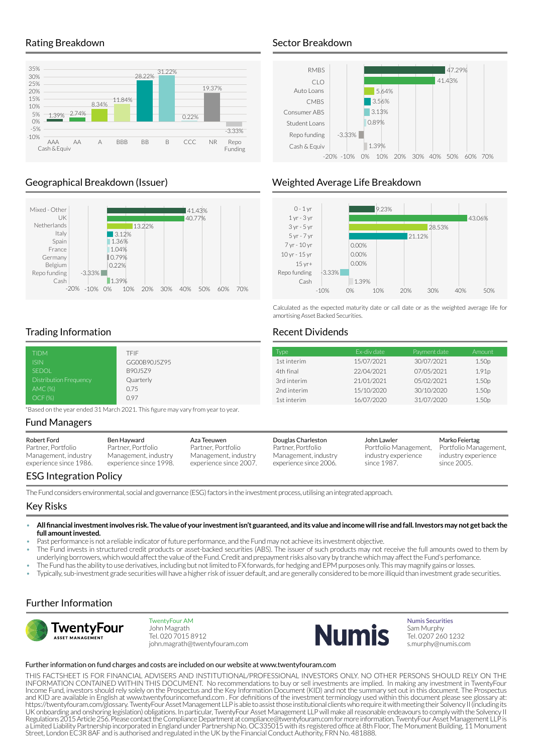## Rating Breakdown

35%
30%
25%
20%
15%
10%
5%
0%
-5%
-10%

1.39% AAA Cash & Equiv
2.74% AA
8.34% A
11.84% BBB
28.22% BB
31.22% B
0.22% CCC
19.37% NR
-3.33% Repo Funding

## Sector Breakdown

RMBS 47.29%
CLO 41.43%
Auto Loans 5.64%
CMBS 3.56%
Consumer ABS 3.13%
Student Loans 0.89%
Repo funding -3.33%
Cash & Equiv 1.39%

-20% -10% 0% 10% 20% 30% 40% 50% 60% 70%

## Geographical Breakdown (Issuer)

Mixed - Other 41.43%
UK 40.77%
Netherlands 13.22%
Italy 3.12%
Spain 1.36%
France 1.04%
Germany 0.79%
Belgium 0.22%
Repo funding -3.33%
Cash 1.39%

-20% -10% 0% 10% 20% 30% 40% 50% 60% 70%

## Weighted Average Life Breakdown

0 - 1 yr 9.23%
1 yr - 3 yr 43.06%
3 yr - 5 yr 28.53%
5 yr - 7 yr 21.12%
7 yr - 10 yr 0.00%
10 yr - 15 yr 0.00%
15 yr+ 0.00%
Repo funding -3.33%
Cash 1.39%

-10% 0% 10% 20% 30% 40% 50%

Calculated as the expected maturity date or call date or as the weighted average life for amortising Asset Backed Securities.

## Trading Information

| | |
|---|---|
| TIDM | TFIF |
| ISIN | GG00B90J5Z95 |
| SEDOL | B90J5Z9 |
| Distribution Frequency | Quarterly |
| AMC (%) | 0.75 |
| OCF (%) | 0.97 |

*Based on the year ended 31 March 2021. This figure may vary from year to year.

## Recent Dividends

| Type | Ex-div date | Payment date | Amount |
|---|---|---|---|
| 1st interim | 15/07/2021 | 30/07/2021 | 1.50p |
| 4th final | 22/04/2021 | 07/05/2021 | 1.91p |
| 3rd interim | 21/01/2021 | 05/02/2021 | 1.50p |
| 2nd interim | 15/10/2020 | 30/10/2020 | 1.50p |
| 1st interim | 16/07/2020 | 31/07/2020 | 1.50p |

## Fund Managers

**Robert Ford**
Partner, Portfolio Management, industry experience since 1986.

**Ben Hayward**
Partner, Portfolio Management, industry experience since 1998.

**Aza Teeuwen**
Partner, Portfolio Management, industry experience since 2007.

**Douglas Charleston**
Partner, Portfolio Management, industry experience since 2006.

**John Lawler**
Portfolio Management, industry experience since 1987.

**Marko Feiertag**
Portfolio Management, industry experience since 2005.

## ESG Integration Policy

The Fund considers environmental, social and governance (ESG) factors in the investment process, utilising an integrated approach.

## Key Risks

- **All financial investment involves risk. The value of your investment isn't guaranteed, and its value and income will rise and fall. Investors may not get back the full amount invested.**
- Past performance is not a reliable indicator of future performance, and the Fund may not achieve its investment objective.
- The Fund invests in structured credit products or asset-backed securities (ABS). The issuer of such products may not receive the full amounts owed to them by underlying borrowers, which would affect the value of the Fund. Credit and prepayment risks also vary by tranche which may affect the Fund's perfomance.
- The Fund has the ability to use derivatives, including but not limited to FX forwards, for hedging and EPM purposes only. This may magnify gains or losses.
- Typically, sub-investment grade securities will have a higher risk of issuer default, and are generally considered to be more illiquid than investment grade securities.

## Further Information

TwentyFour ASSET MANAGEMENT

TwentyFour AM
John Magrath
Tel. 020 7015 8912
john.magrath@twentyfouram.com

Numis

Numis Securities
Sam Murphy
Tel. 0207 260 1232
s.murphy@numis.com

Further information on fund charges and costs are included on our website at www.twentyfouram.com

THIS FACTSHEET IS FOR FINANCIAL ADVISERS AND INSTITUTIONAL/PROFESSIONAL INVESTORS ONLY. NO OTHER PERSONS SHOULD RELY ON THE INFORMATION CONTAINED WITHIN THIS DOCUMENT. No recommendations to buy or sell investments are implied. In making any investment in TwentyFour Income Fund, investors should rely solely on the Prospectus and the Key Information Document (KID) and not the summary set out in this document. The Prospectus and KID are available in English at www.twentyfourincomefund.com . For definitions of the investment terminology used within this document please see glossary at: https://twentyfouram.com/glossary. TwentyFour Asset Management LLP is able to assist those institutional clients who require it with meeting their Solvency II (including its UK onboarding and onshoring legislation) obligations. In particular, TwentyFour Asset Management LLP will make all reasonable endeavours to comply with the Solvency II Regulations 2015 Article 256. Please contact the Compliance Department at compliance@twentyfouram.com for more information. TwentyFour Asset Management LLP is a Limited Liability Partnership incorporated in England under Partnership No. OC335015 with its registered office at 8th Floor, The Monument Building, 11 Monument Street, London EC3R 8AF and is authorised and regulated in the UK by the Financial Conduct Authority, FRN No. 481888.